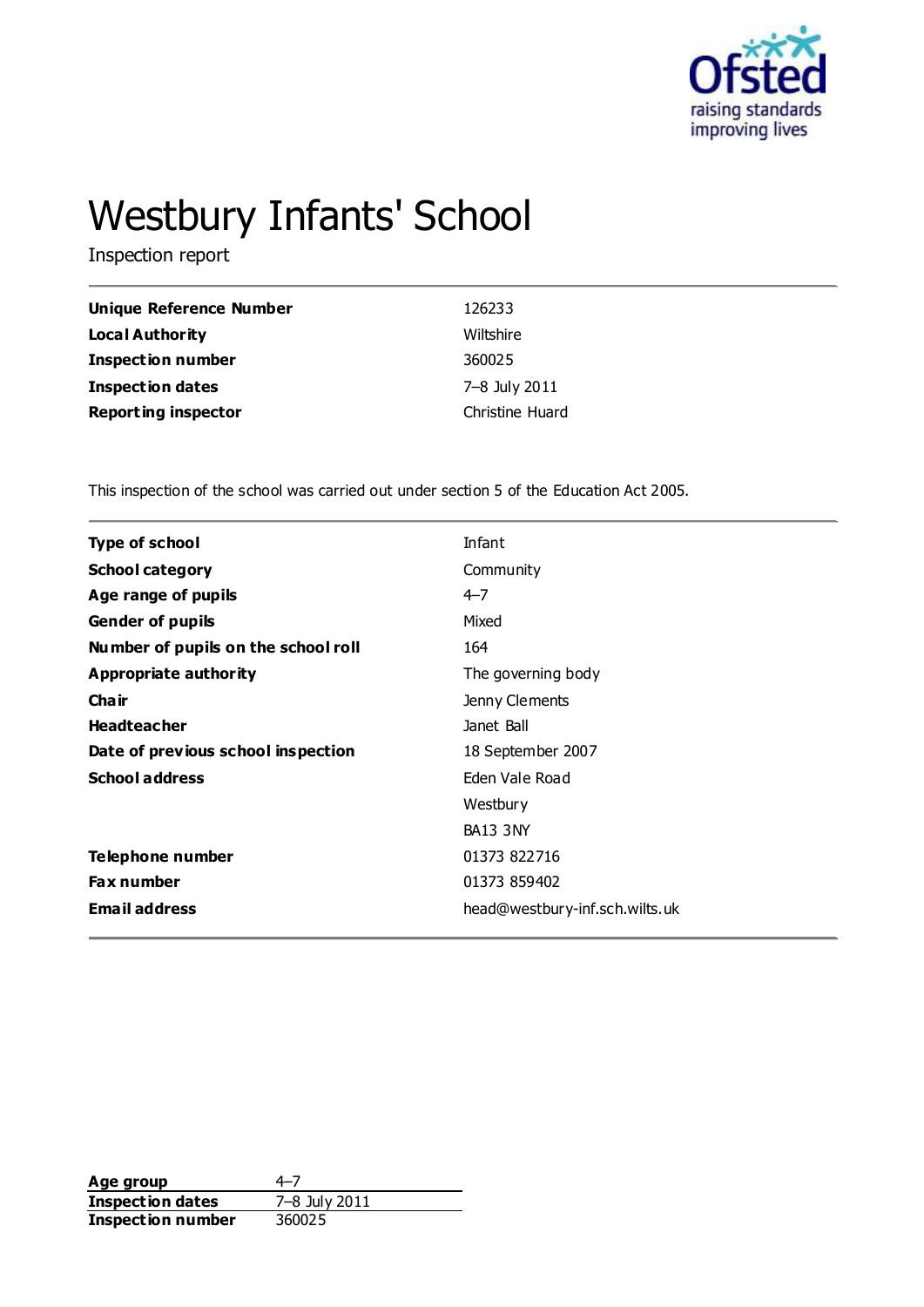# Westbury Infants' School

Inspection report

| | |
|---|---|
| **Unique Reference Number** | 126233 |
| **Local Authority** | Wiltshire |
| **Inspection number** | 360025 |
| **Inspection dates** | 7–8 July 2011 |
| **Reporting inspector** | Christine Huard |

This inspection of the school was carried out under section 5 of the Education Act 2005.

| | |
|---|---|
| **Type of school** | Infant |
| **School category** | Community |
| **Age range of pupils** | 4–7 |
| **Gender of pupils** | Mixed |
| **Number of pupils on the school roll** | 164 |
| **Appropriate authority** | The governing body |
| **Chair** | Jenny Clements |
| **Headteacher** | Janet Ball |
| **Date of previous school inspection** | 18 September 2007 |
| **School address** | Eden Vale Road<br>Westbury<br>BA13 3NY |
| **Telephone number** | 01373 822716 |
| **Fax number** | 01373 859402 |
| **Email address** | head@westbury-inf.sch.wilts.uk |

| | |
|---|---|
| **Age group** | 4–7 |
| **Inspection dates** | 7–8 July 2011 |
| **Inspection number** | 360025 |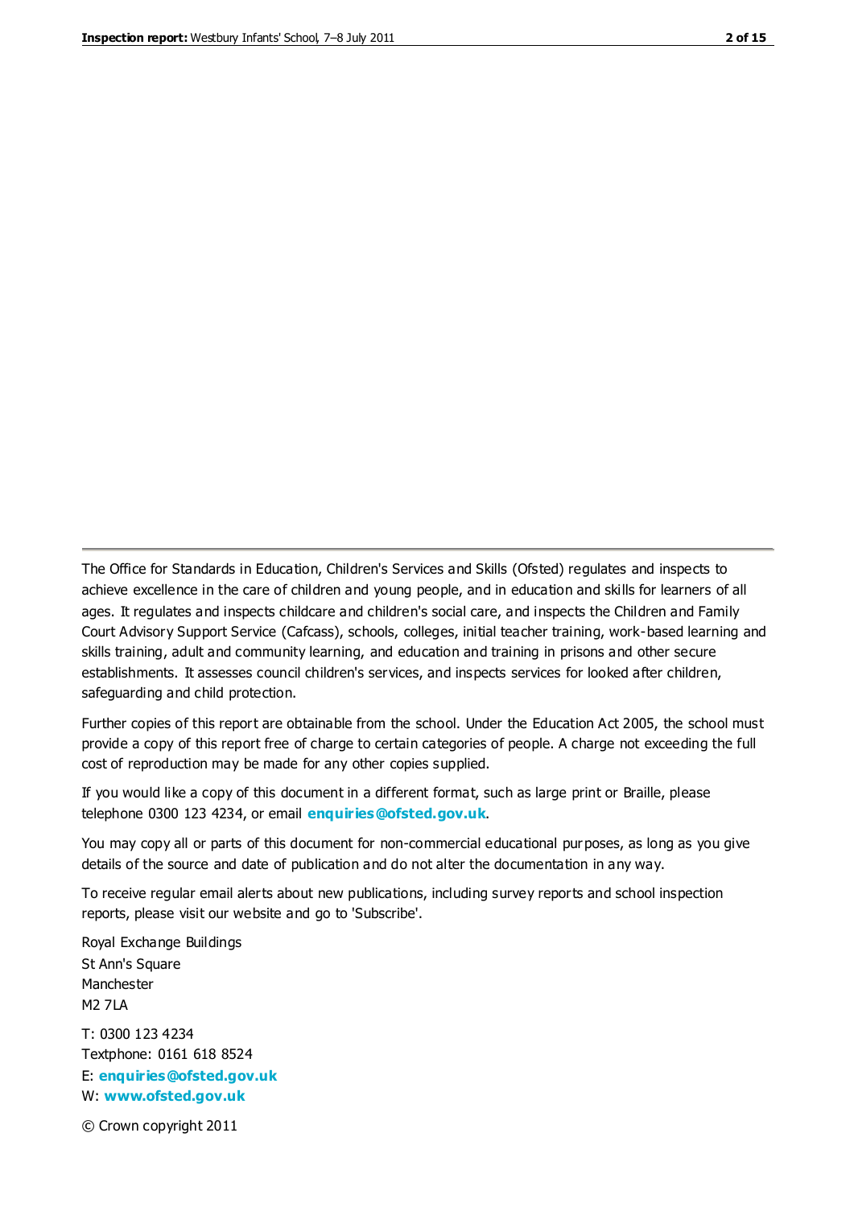The Office for Standards in Education, Children's Services and Skills (Ofsted) regulates and inspects to achieve excellence in the care of children and young people, and in education and skills for learners of all ages. It regulates and inspects childcare and children's social care, and inspects the Children and Family Court Advisory Support Service (Cafcass), schools, colleges, initial teacher training, work-based learning and skills training, adult and community learning, and education and training in prisons and other secure establishments. It assesses council children's services, and inspects services for looked after children, safeguarding and child protection.

Further copies of this report are obtainable from the school. Under the Education Act 2005, the school must provide a copy of this report free of charge to certain categories of people. A charge not exceeding the full cost of reproduction may be made for any other copies supplied.

If you would like a copy of this document in a different format, such as large print or Braille, please telephone 0300 123 4234, or email **enquiries@ofsted.gov.uk**.

You may copy all or parts of this document for non-commercial educational purposes, as long as you give details of the source and date of publication and do not alter the documentation in any way.

To receive regular email alerts about new publications, including survey reports and school inspection reports, please visit our website and go to 'Subscribe'.

Royal Exchange Buildings
St Ann's Square
Manchester
M2 7LA

T: 0300 123 4234
Textphone: 0161 618 8524
E: **enquiries@ofsted.gov.uk**
W: **www.ofsted.gov.uk**

© Crown copyright 2011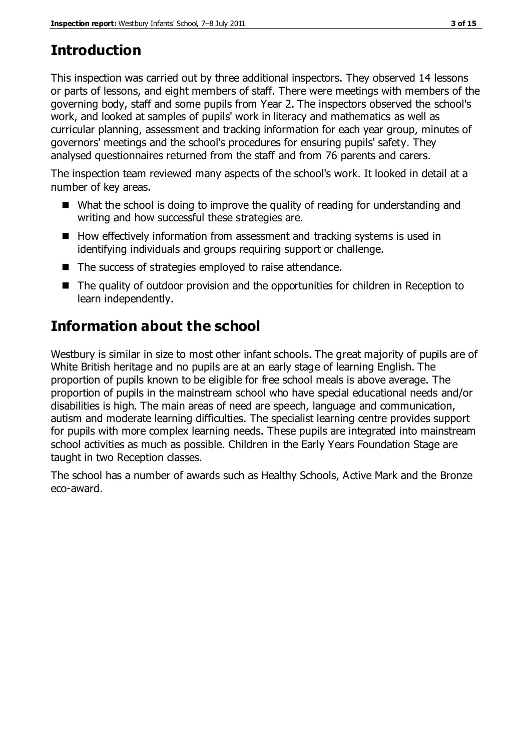# Introduction

This inspection was carried out by three additional inspectors. They observed 14 lessons or parts of lessons, and eight members of staff. There were meetings with members of the governing body, staff and some pupils from Year 2. The inspectors observed the school's work, and looked at samples of pupils' work in literacy and mathematics as well as curricular planning, assessment and tracking information for each year group, minutes of governors' meetings and the school's procedures for ensuring pupils' safety. They analysed questionnaires returned from the staff and from 76 parents and carers.

The inspection team reviewed many aspects of the school's work. It looked in detail at a number of key areas.

- What the school is doing to improve the quality of reading for understanding and writing and how successful these strategies are.
- How effectively information from assessment and tracking systems is used in identifying individuals and groups requiring support or challenge.
- The success of strategies employed to raise attendance.
- The quality of outdoor provision and the opportunities for children in Reception to learn independently.

# Information about the school

Westbury is similar in size to most other infant schools. The great majority of pupils are of White British heritage and no pupils are at an early stage of learning English. The proportion of pupils known to be eligible for free school meals is above average. The proportion of pupils in the mainstream school who have special educational needs and/or disabilities is high. The main areas of need are speech, language and communication, autism and moderate learning difficulties. The specialist learning centre provides support for pupils with more complex learning needs. These pupils are integrated into mainstream school activities as much as possible. Children in the Early Years Foundation Stage are taught in two Reception classes.

The school has a number of awards such as Healthy Schools, Active Mark and the Bronze eco-award.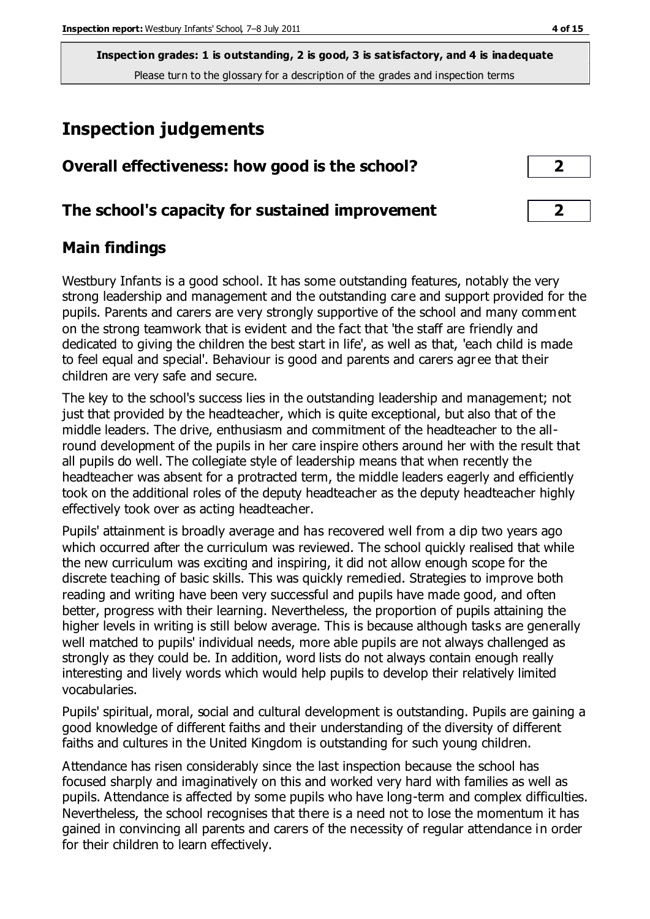**Inspection grades: 1 is outstanding, 2 is good, 3 is satisfactory, and 4 is inadequate**
Please turn to the glossary for a description of the grades and inspection terms

# Inspection judgements

| | |
|---|---|
| **Overall effectiveness: how good is the school?** | **2** |
| **The school's capacity for sustained improvement** | **2** |

## Main findings

Westbury Infants is a good school. It has some outstanding features, notably the very strong leadership and management and the outstanding care and support provided for the pupils. Parents and carers are very strongly supportive of the school and many comment on the strong teamwork that is evident and the fact that 'the staff are friendly and dedicated to giving the children the best start in life', as well as that, 'each child is made to feel equal and special'. Behaviour is good and parents and carers agree that their children are very safe and secure.

The key to the school's success lies in the outstanding leadership and management; not just that provided by the headteacher, which is quite exceptional, but also that of the middle leaders. The drive, enthusiasm and commitment of the headteacher to the all-round development of the pupils in her care inspire others around her with the result that all pupils do well. The collegiate style of leadership means that when recently the headteacher was absent for a protracted term, the middle leaders eagerly and efficiently took on the additional roles of the deputy headteacher as the deputy headteacher highly effectively took over as acting headteacher.

Pupils' attainment is broadly average and has recovered well from a dip two years ago which occurred after the curriculum was reviewed. The school quickly realised that while the new curriculum was exciting and inspiring, it did not allow enough scope for the discrete teaching of basic skills. This was quickly remedied. Strategies to improve both reading and writing have been very successful and pupils have made good, and often better, progress with their learning. Nevertheless, the proportion of pupils attaining the higher levels in writing is still below average. This is because although tasks are generally well matched to pupils' individual needs, more able pupils are not always challenged as strongly as they could be. In addition, word lists do not always contain enough really interesting and lively words which would help pupils to develop their relatively limited vocabularies.

Pupils' spiritual, moral, social and cultural development is outstanding. Pupils are gaining a good knowledge of different faiths and their understanding of the diversity of different faiths and cultures in the United Kingdom is outstanding for such young children.

Attendance has risen considerably since the last inspection because the school has focused sharply and imaginatively on this and worked very hard with families as well as pupils. Attendance is affected by some pupils who have long-term and complex difficulties. Nevertheless, the school recognises that there is a need not to lose the momentum it has gained in convincing all parents and carers of the necessity of regular attendance in order for their children to learn effectively.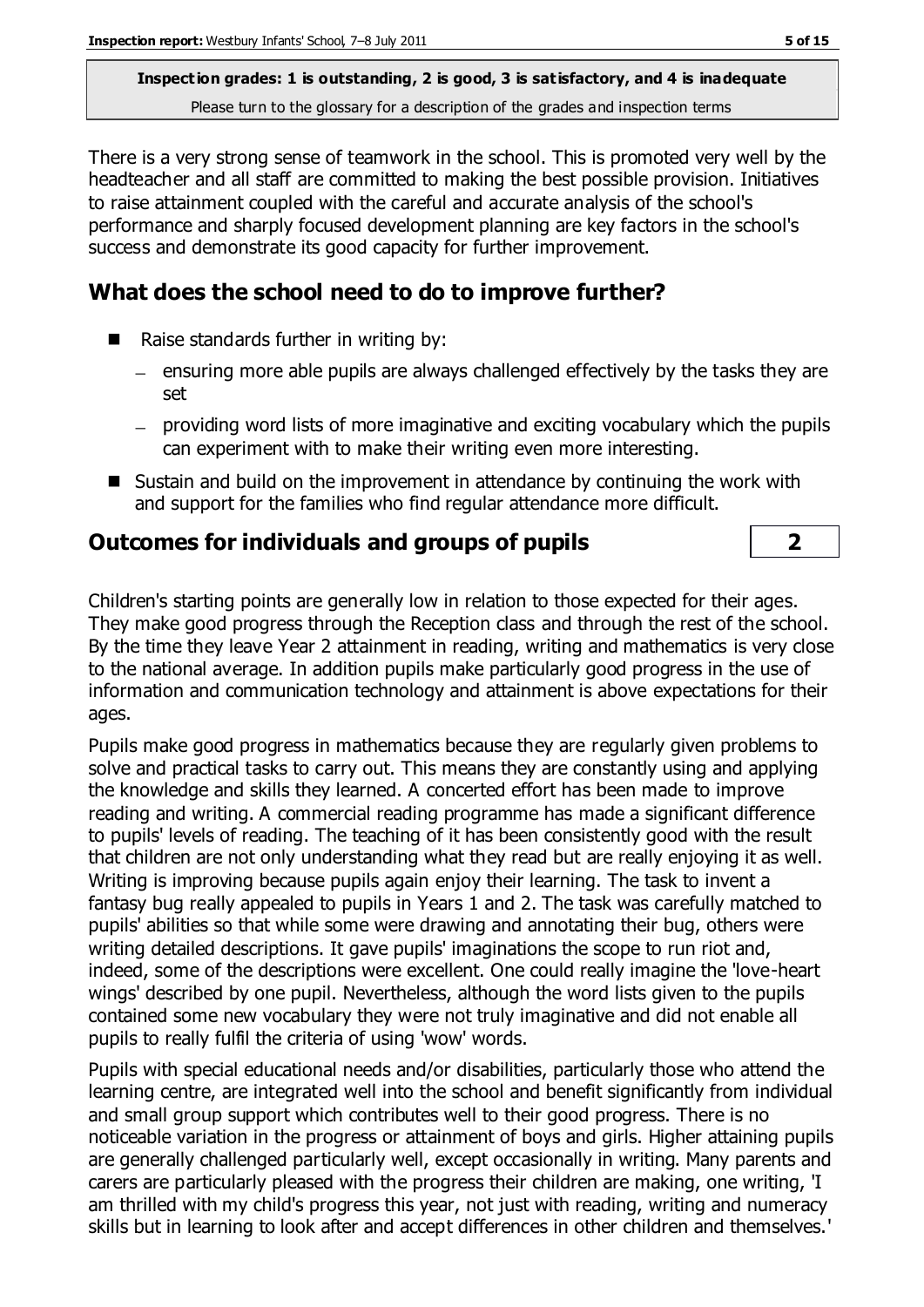**Inspection grades: 1 is outstanding, 2 is good, 3 is satisfactory, and 4 is inadequate**
Please turn to the glossary for a description of the grades and inspection terms

There is a very strong sense of teamwork in the school. This is promoted very well by the headteacher and all staff are committed to making the best possible provision. Initiatives to raise attainment coupled with the careful and accurate analysis of the school's performance and sharply focused development planning are key factors in the school's success and demonstrate its good capacity for further improvement.

## What does the school need to do to improve further?

- Raise standards further in writing by:
  - ensuring more able pupils are always challenged effectively by the tasks they are set
  - providing word lists of more imaginative and exciting vocabulary which the pupils can experiment with to make their writing even more interesting.
- Sustain and build on the improvement in attendance by continuing the work with and support for the families who find regular attendance more difficult.

## Outcomes for individuals and groups of pupils

**2**

Children's starting points are generally low in relation to those expected for their ages. They make good progress through the Reception class and through the rest of the school. By the time they leave Year 2 attainment in reading, writing and mathematics is very close to the national average. In addition pupils make particularly good progress in the use of information and communication technology and attainment is above expectations for their ages.

Pupils make good progress in mathematics because they are regularly given problems to solve and practical tasks to carry out. This means they are constantly using and applying the knowledge and skills they learned. A concerted effort has been made to improve reading and writing. A commercial reading programme has made a significant difference to pupils' levels of reading. The teaching of it has been consistently good with the result that children are not only understanding what they read but are really enjoying it as well. Writing is improving because pupils again enjoy their learning. The task to invent a fantasy bug really appealed to pupils in Years 1 and 2. The task was carefully matched to pupils' abilities so that while some were drawing and annotating their bug, others were writing detailed descriptions. It gave pupils' imaginations the scope to run riot and, indeed, some of the descriptions were excellent. One could really imagine the 'love-heart wings' described by one pupil. Nevertheless, although the word lists given to the pupils contained some new vocabulary they were not truly imaginative and did not enable all pupils to really fulfil the criteria of using 'wow' words.

Pupils with special educational needs and/or disabilities, particularly those who attend the learning centre, are integrated well into the school and benefit significantly from individual and small group support which contributes well to their good progress. There is no noticeable variation in the progress or attainment of boys and girls. Higher attaining pupils are generally challenged particularly well, except occasionally in writing. Many parents and carers are particularly pleased with the progress their children are making, one writing, 'I am thrilled with my child's progress this year, not just with reading, writing and numeracy skills but in learning to look after and accept differences in other children and themselves.'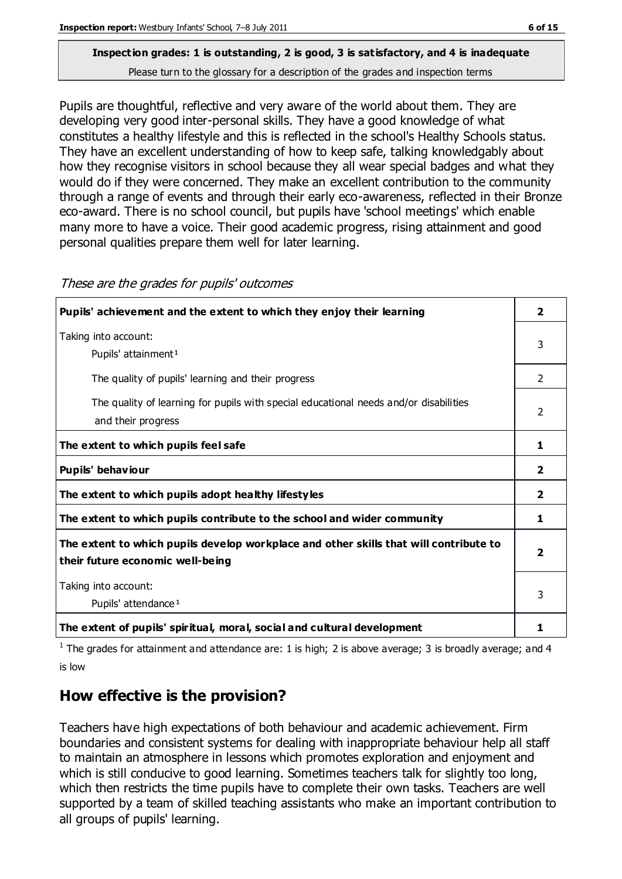**Inspection grades: 1 is outstanding, 2 is good, 3 is satisfactory, and 4 is inadequate**

Please turn to the glossary for a description of the grades and inspection terms

Pupils are thoughtful, reflective and very aware of the world about them. They are developing very good inter-personal skills. They have a good knowledge of what constitutes a healthy lifestyle and this is reflected in the school's Healthy Schools status. They have an excellent understanding of how to keep safe, talking knowledgably about how they recognise visitors in school because they all wear special badges and what they would do if they were concerned. They make an excellent contribution to the community through a range of events and through their early eco-awareness, reflected in their Bronze eco-award. There is no school council, but pupils have 'school meetings' which enable many more to have a voice. Their good academic progress, rising attainment and good personal qualities prepare them well for later learning.

*These are the grades for pupils' outcomes*

| | |
|---|---|
| **Pupils' achievement and the extent to which they enjoy their learning** | **2** |
| Taking into account: Pupils' attainment[1] | 3 |
| The quality of pupils' learning and their progress | 2 |
| The quality of learning for pupils with special educational needs and/or disabilities and their progress | 2 |
| **The extent to which pupils feel safe** | **1** |
| **Pupils' behaviour** | **2** |
| **The extent to which pupils adopt healthy lifestyles** | **2** |
| **The extent to which pupils contribute to the school and wider community** | **1** |
| **The extent to which pupils develop workplace and other skills that will contribute to their future economic well-being** | **2** |
| Taking into account: Pupils' attendance[1] | 3 |
| **The extent of pupils' spiritual, moral, social and cultural development** | **1** |

[1] The grades for attainment and attendance are: 1 is high; 2 is above average; 3 is broadly average; and 4 is low

## How effective is the provision?

Teachers have high expectations of both behaviour and academic achievement. Firm boundaries and consistent systems for dealing with inappropriate behaviour help all staff to maintain an atmosphere in lessons which promotes exploration and enjoyment and which is still conducive to good learning. Sometimes teachers talk for slightly too long, which then restricts the time pupils have to complete their own tasks. Teachers are well supported by a team of skilled teaching assistants who make an important contribution to all groups of pupils' learning.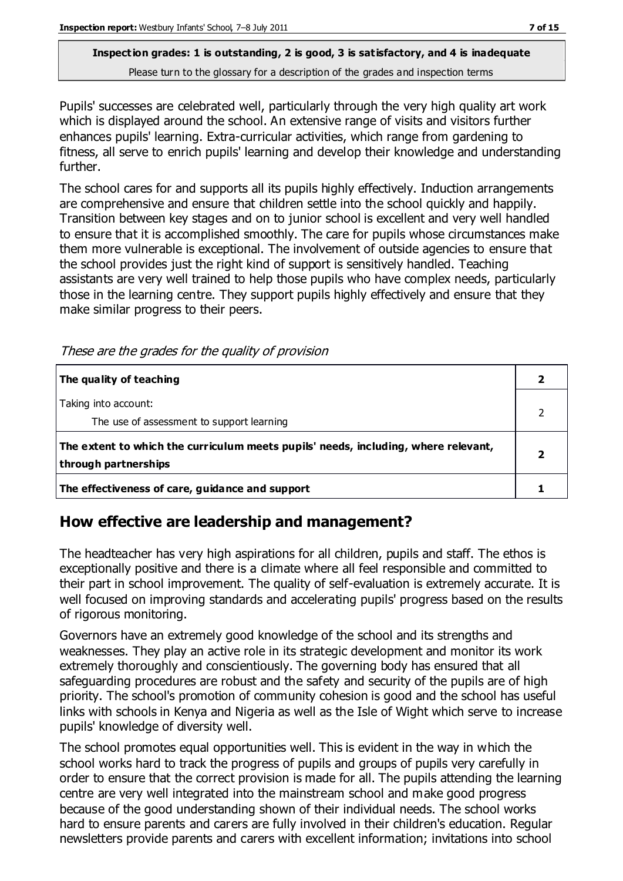**Inspection grades: 1 is outstanding, 2 is good, 3 is satisfactory, and 4 is inadequate**
Please turn to the glossary for a description of the grades and inspection terms

Pupils' successes are celebrated well, particularly through the very high quality art work which is displayed around the school. An extensive range of visits and visitors further enhances pupils' learning. Extra-curricular activities, which range from gardening to fitness, all serve to enrich pupils' learning and develop their knowledge and understanding further.

The school cares for and supports all its pupils highly effectively. Induction arrangements are comprehensive and ensure that children settle into the school quickly and happily. Transition between key stages and on to junior school is excellent and very well handled to ensure that it is accomplished smoothly. The care for pupils whose circumstances make them more vulnerable is exceptional. The involvement of outside agencies to ensure that the school provides just the right kind of support is sensitively handled. Teaching assistants are very well trained to help those pupils who have complex needs, particularly those in the learning centre. They support pupils highly effectively and ensure that they make similar progress to their peers.

*These are the grades for the quality of provision*

| | |
|---|---|
| **The quality of teaching** | **2** |
| Taking into account:<br>The use of assessment to support learning | 2 |
| **The extent to which the curriculum meets pupils' needs, including, where relevant, through partnerships** | **2** |
| **The effectiveness of care, guidance and support** | **1** |

## How effective are leadership and management?

The headteacher has very high aspirations for all children, pupils and staff. The ethos is exceptionally positive and there is a climate where all feel responsible and committed to their part in school improvement. The quality of self-evaluation is extremely accurate. It is well focused on improving standards and accelerating pupils' progress based on the results of rigorous monitoring.

Governors have an extremely good knowledge of the school and its strengths and weaknesses. They play an active role in its strategic development and monitor its work extremely thoroughly and conscientiously. The governing body has ensured that all safeguarding procedures are robust and the safety and security of the pupils are of high priority. The school's promotion of community cohesion is good and the school has useful links with schools in Kenya and Nigeria as well as the Isle of Wight which serve to increase pupils' knowledge of diversity well.

The school promotes equal opportunities well. This is evident in the way in which the school works hard to track the progress of pupils and groups of pupils very carefully in order to ensure that the correct provision is made for all. The pupils attending the learning centre are very well integrated into the mainstream school and make good progress because of the good understanding shown of their individual needs. The school works hard to ensure parents and carers are fully involved in their children's education. Regular newsletters provide parents and carers with excellent information; invitations into school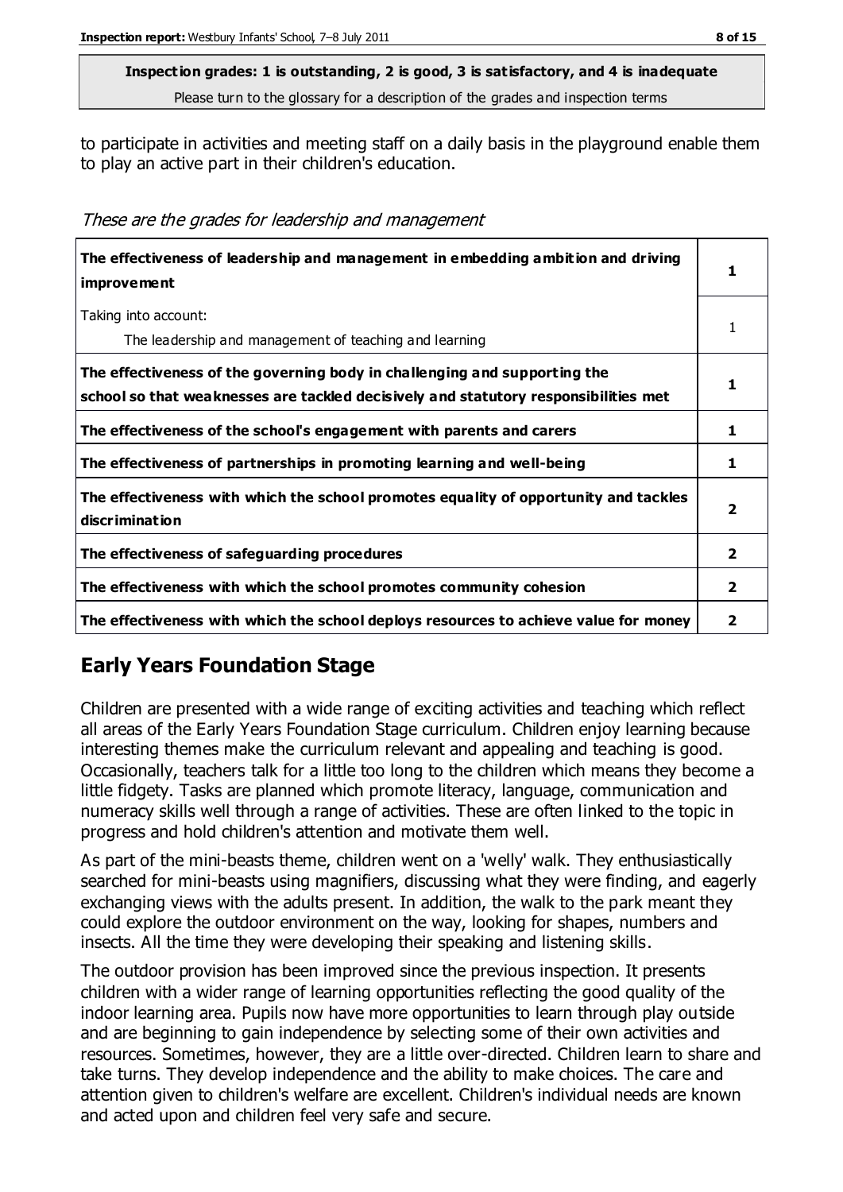**Inspection grades: 1 is outstanding, 2 is good, 3 is satisfactory, and 4 is inadequate**
Please turn to the glossary for a description of the grades and inspection terms

to participate in activities and meeting staff on a daily basis in the playground enable them to play an active part in their children's education.

*These are the grades for leadership and management*

| | |
|---|---|
| **The effectiveness of leadership and management in embedding ambition and driving improvement** | **1** |
| Taking into account: The leadership and management of teaching and learning | 1 |
| **The effectiveness of the governing body in challenging and supporting the school so that weaknesses are tackled decisively and statutory responsibilities met** | **1** |
| **The effectiveness of the school's engagement with parents and carers** | **1** |
| **The effectiveness of partnerships in promoting learning and well-being** | **1** |
| **The effectiveness with which the school promotes equality of opportunity and tackles discrimination** | **2** |
| **The effectiveness of safeguarding procedures** | **2** |
| **The effectiveness with which the school promotes community cohesion** | **2** |
| **The effectiveness with which the school deploys resources to achieve value for money** | **2** |

## Early Years Foundation Stage

Children are presented with a wide range of exciting activities and teaching which reflect all areas of the Early Years Foundation Stage curriculum. Children enjoy learning because interesting themes make the curriculum relevant and appealing and teaching is good. Occasionally, teachers talk for a little too long to the children which means they become a little fidgety. Tasks are planned which promote literacy, language, communication and numeracy skills well through a range of activities. These are often linked to the topic in progress and hold children's attention and motivate them well.

As part of the mini-beasts theme, children went on a 'welly' walk. They enthusiastically searched for mini-beasts using magnifiers, discussing what they were finding, and eagerly exchanging views with the adults present. In addition, the walk to the park meant they could explore the outdoor environment on the way, looking for shapes, numbers and insects. All the time they were developing their speaking and listening skills.

The outdoor provision has been improved since the previous inspection. It presents children with a wider range of learning opportunities reflecting the good quality of the indoor learning area. Pupils now have more opportunities to learn through play outside and are beginning to gain independence by selecting some of their own activities and resources. Sometimes, however, they are a little over-directed. Children learn to share and take turns. They develop independence and the ability to make choices. The care and attention given to children's welfare are excellent. Children's individual needs are known and acted upon and children feel very safe and secure.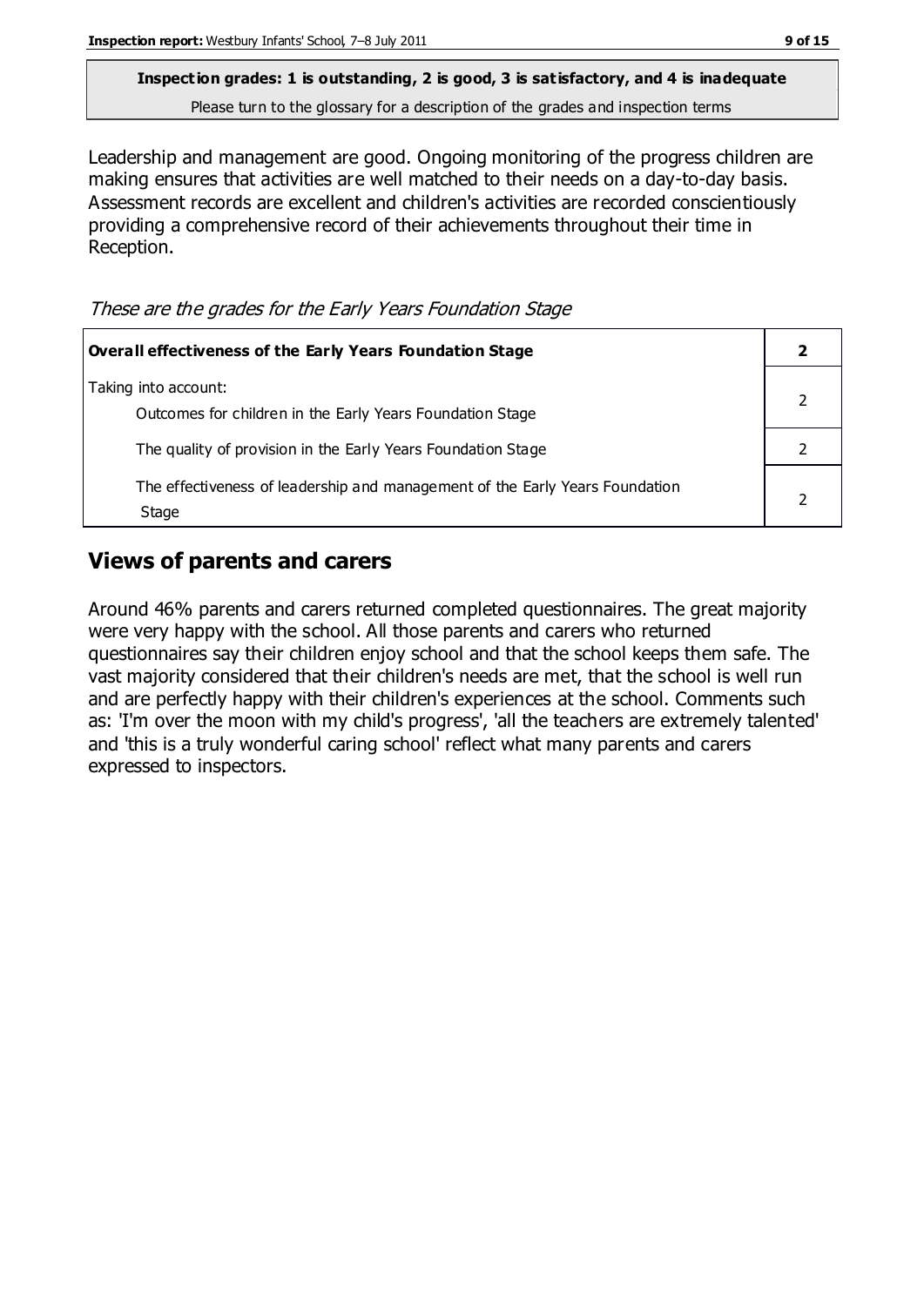**Inspection grades: 1 is outstanding, 2 is good, 3 is satisfactory, and 4 is inadequate**
Please turn to the glossary for a description of the grades and inspection terms

Leadership and management are good. Ongoing monitoring of the progress children are making ensures that activities are well matched to their needs on a day-to-day basis. Assessment records are excellent and children's activities are recorded conscientiously providing a comprehensive record of their achievements throughout their time in Reception.

*These are the grades for the Early Years Foundation Stage*

| **Overall effectiveness of the Early Years Foundation Stage** | **2** |
|---|---|
| Taking into account: Outcomes for children in the Early Years Foundation Stage | 2 |
| The quality of provision in the Early Years Foundation Stage | 2 |
| The effectiveness of leadership and management of the Early Years Foundation Stage | 2 |

## Views of parents and carers

Around 46% parents and carers returned completed questionnaires. The great majority were very happy with the school. All those parents and carers who returned questionnaires say their children enjoy school and that the school keeps them safe. The vast majority considered that their children's needs are met, that the school is well run and are perfectly happy with their children's experiences at the school. Comments such as: 'I'm over the moon with my child's progress', 'all the teachers are extremely talented' and 'this is a truly wonderful caring school' reflect what many parents and carers expressed to inspectors.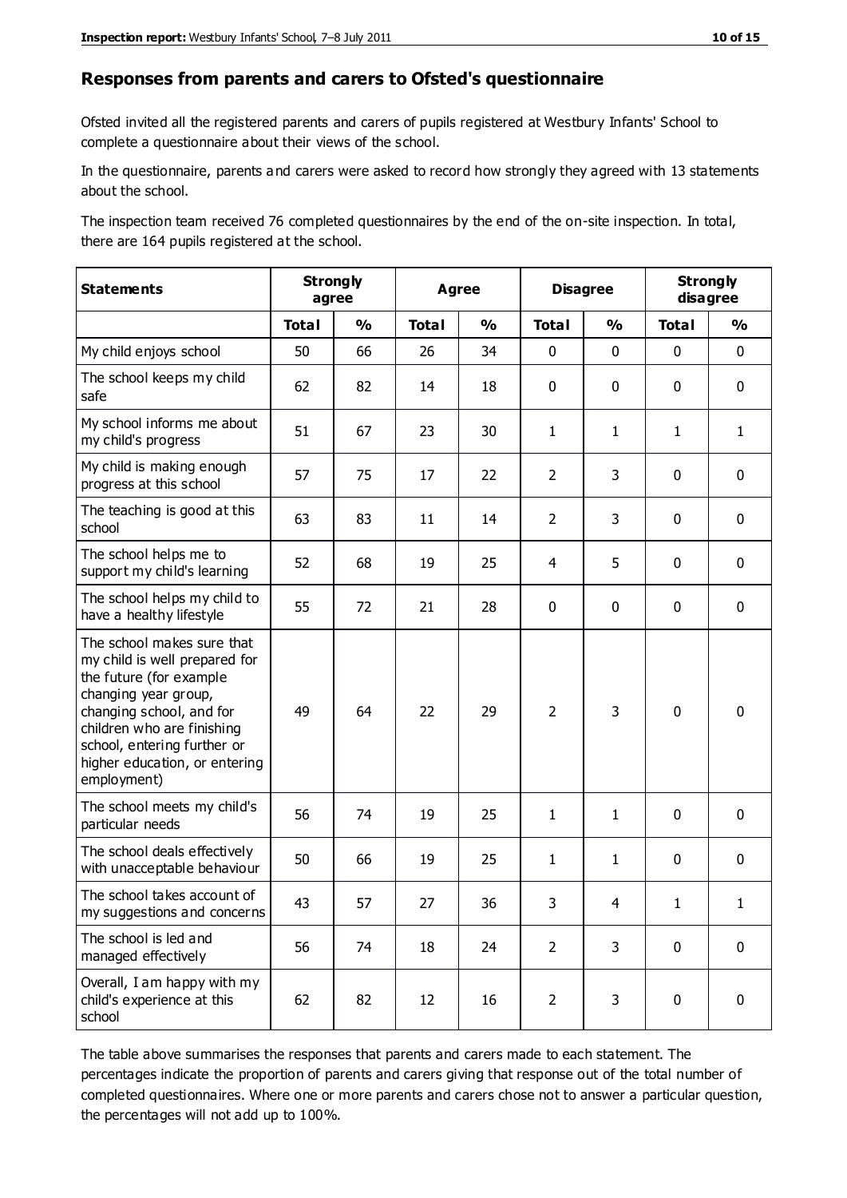## Responses from parents and carers to Ofsted's questionnaire

Ofsted invited all the registered parents and carers of pupils registered at Westbury Infants' School to complete a questionnaire about their views of the school.

In the questionnaire, parents and carers were asked to record how strongly they agreed with 13 statements about the school.

The inspection team received 76 completed questionnaires by the end of the on-site inspection. In total, there are 164 pupils registered at the school.

| Statements | Strongly agree | | Agree | | Disagree | | Strongly disagree | |
|---|---|---|---|---|---|---|---|---|
| | Total | % | Total | % | Total | % | Total | % |
| My child enjoys school | 50 | 66 | 26 | 34 | 0 | 0 | 0 | 0 |
| The school keeps my child safe | 62 | 82 | 14 | 18 | 0 | 0 | 0 | 0 |
| My school informs me about my child's progress | 51 | 67 | 23 | 30 | 1 | 1 | 1 | 1 |
| My child is making enough progress at this school | 57 | 75 | 17 | 22 | 2 | 3 | 0 | 0 |
| The teaching is good at this school | 63 | 83 | 11 | 14 | 2 | 3 | 0 | 0 |
| The school helps me to support my child's learning | 52 | 68 | 19 | 25 | 4 | 5 | 0 | 0 |
| The school helps my child to have a healthy lifestyle | 55 | 72 | 21 | 28 | 0 | 0 | 0 | 0 |
| The school makes sure that my child is well prepared for the future (for example changing year group, changing school, and for children who are finishing school, entering further or higher education, or entering employment) | 49 | 64 | 22 | 29 | 2 | 3 | 0 | 0 |
| The school meets my child's particular needs | 56 | 74 | 19 | 25 | 1 | 1 | 0 | 0 |
| The school deals effectively with unacceptable behaviour | 50 | 66 | 19 | 25 | 1 | 1 | 0 | 0 |
| The school takes account of my suggestions and concerns | 43 | 57 | 27 | 36 | 3 | 4 | 1 | 1 |
| The school is led and managed effectively | 56 | 74 | 18 | 24 | 2 | 3 | 0 | 0 |
| Overall, I am happy with my child's experience at this school | 62 | 82 | 12 | 16 | 2 | 3 | 0 | 0 |

The table above summarises the responses that parents and carers made to each statement. The percentages indicate the proportion of parents and carers giving that response out of the total number of completed questionnaires. Where one or more parents and carers chose not to answer a particular question, the percentages will not add up to 100%.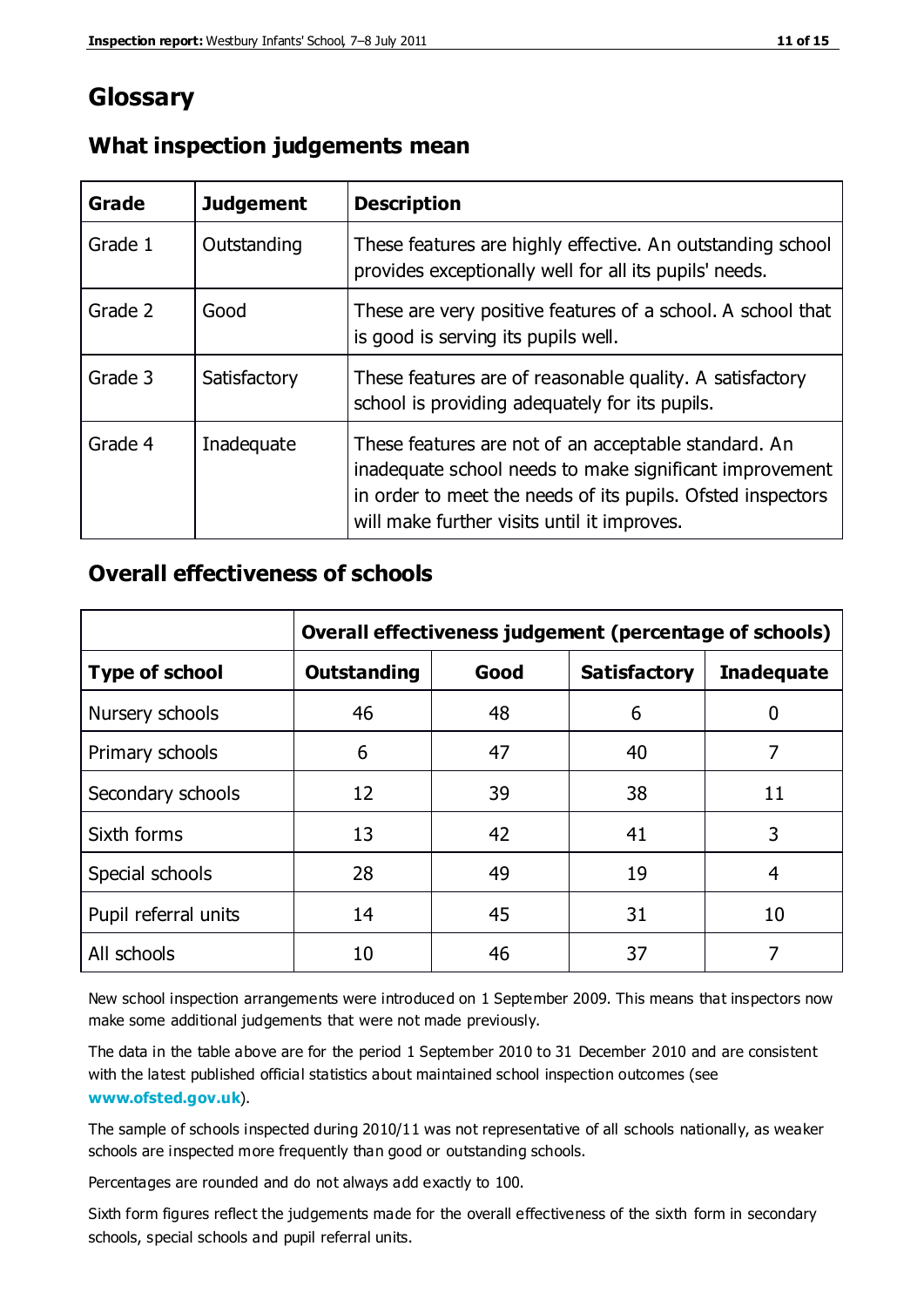# Glossary

## What inspection judgements mean

| Grade | Judgement | Description |
| --- | --- | --- |
| Grade 1 | Outstanding | These features are highly effective. An outstanding school provides exceptionally well for all its pupils' needs. |
| Grade 2 | Good | These are very positive features of a school. A school that is good is serving its pupils well. |
| Grade 3 | Satisfactory | These features are of reasonable quality. A satisfactory school is providing adequately for its pupils. |
| Grade 4 | Inadequate | These features are not of an acceptable standard. An inadequate school needs to make significant improvement in order to meet the needs of its pupils. Ofsted inspectors will make further visits until it improves. |

## Overall effectiveness of schools

| | Overall effectiveness judgement (percentage of schools) | | | |
| --- | --- | --- | --- | --- |
| **Type of school** | **Outstanding** | **Good** | **Satisfactory** | **Inadequate** |
| Nursery schools | 46 | 48 | 6 | 0 |
| Primary schools | 6 | 47 | 40 | 7 |
| Secondary schools | 12 | 39 | 38 | 11 |
| Sixth forms | 13 | 42 | 41 | 3 |
| Special schools | 28 | 49 | 19 | 4 |
| Pupil referral units | 14 | 45 | 31 | 10 |
| All schools | 10 | 46 | 37 | 7 |

New school inspection arrangements were introduced on 1 September 2009. This means that inspectors now make some additional judgements that were not made previously.

The data in the table above are for the period 1 September 2010 to 31 December 2010 and are consistent with the latest published official statistics about maintained school inspection outcomes (see **www.ofsted.gov.uk**).

The sample of schools inspected during 2010/11 was not representative of all schools nationally, as weaker schools are inspected more frequently than good or outstanding schools.

Percentages are rounded and do not always add exactly to 100.

Sixth form figures reflect the judgements made for the overall effectiveness of the sixth form in secondary schools, special schools and pupil referral units.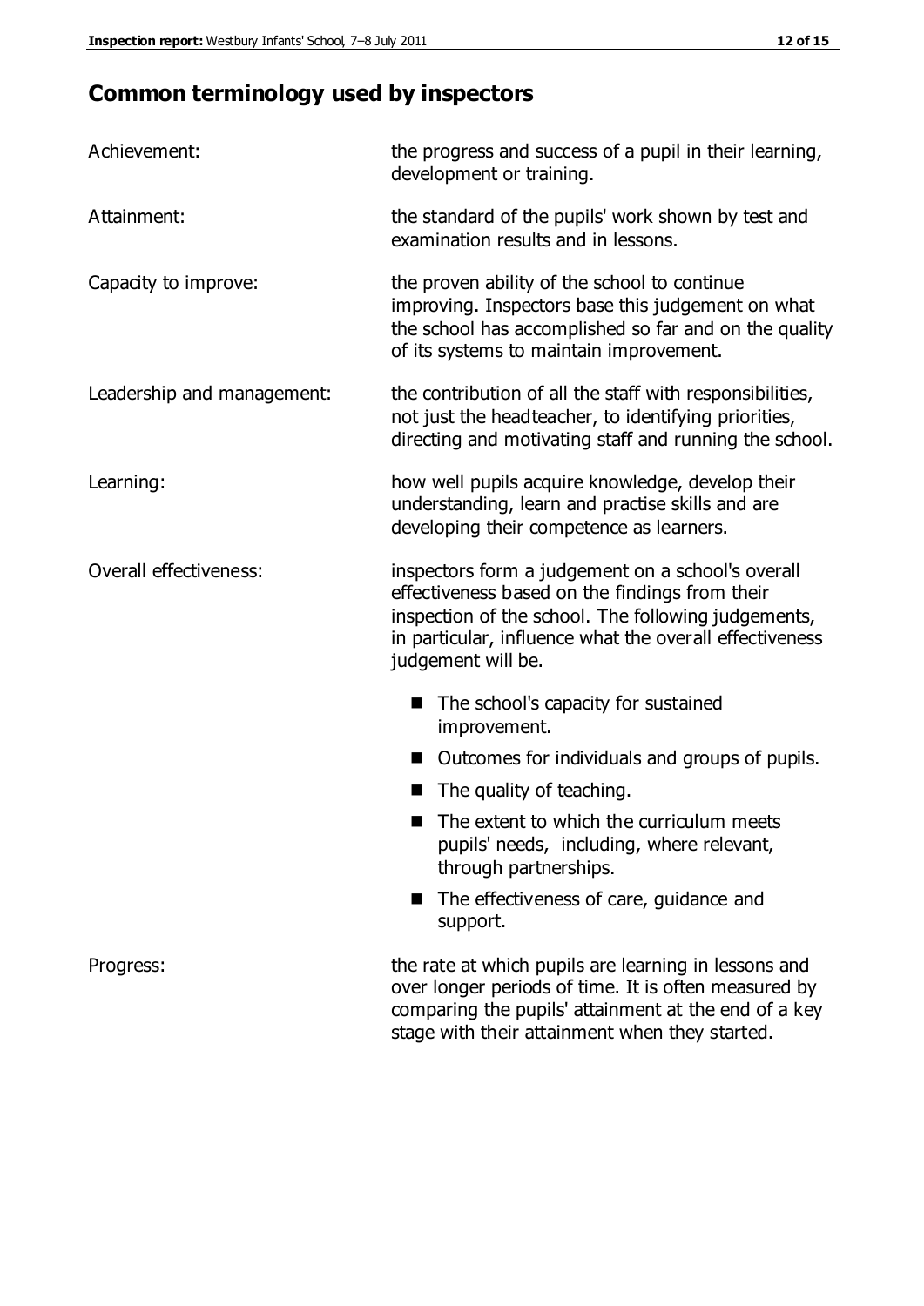## Common terminology used by inspectors

| | |
|---|---|
| Achievement: | the progress and success of a pupil in their learning, development or training. |
| Attainment: | the standard of the pupils' work shown by test and examination results and in lessons. |
| Capacity to improve: | the proven ability of the school to continue improving. Inspectors base this judgement on what the school has accomplished so far and on the quality of its systems to maintain improvement. |
| Leadership and management: | the contribution of all the staff with responsibilities, not just the headteacher, to identifying priorities, directing and motivating staff and running the school. |
| Learning: | how well pupils acquire knowledge, develop their understanding, learn and practise skills and are developing their competence as learners. |
| Overall effectiveness: | inspectors form a judgement on a school's overall effectiveness based on the findings from their inspection of the school. The following judgements, in particular, influence what the overall effectiveness judgement will be.<br>■ The school's capacity for sustained improvement.<br>■ Outcomes for individuals and groups of pupils.<br>■ The quality of teaching.<br>■ The extent to which the curriculum meets pupils' needs, including, where relevant, through partnerships.<br>■ The effectiveness of care, guidance and support. |
| Progress: | the rate at which pupils are learning in lessons and over longer periods of time. It is often measured by comparing the pupils' attainment at the end of a key stage with their attainment when they started. |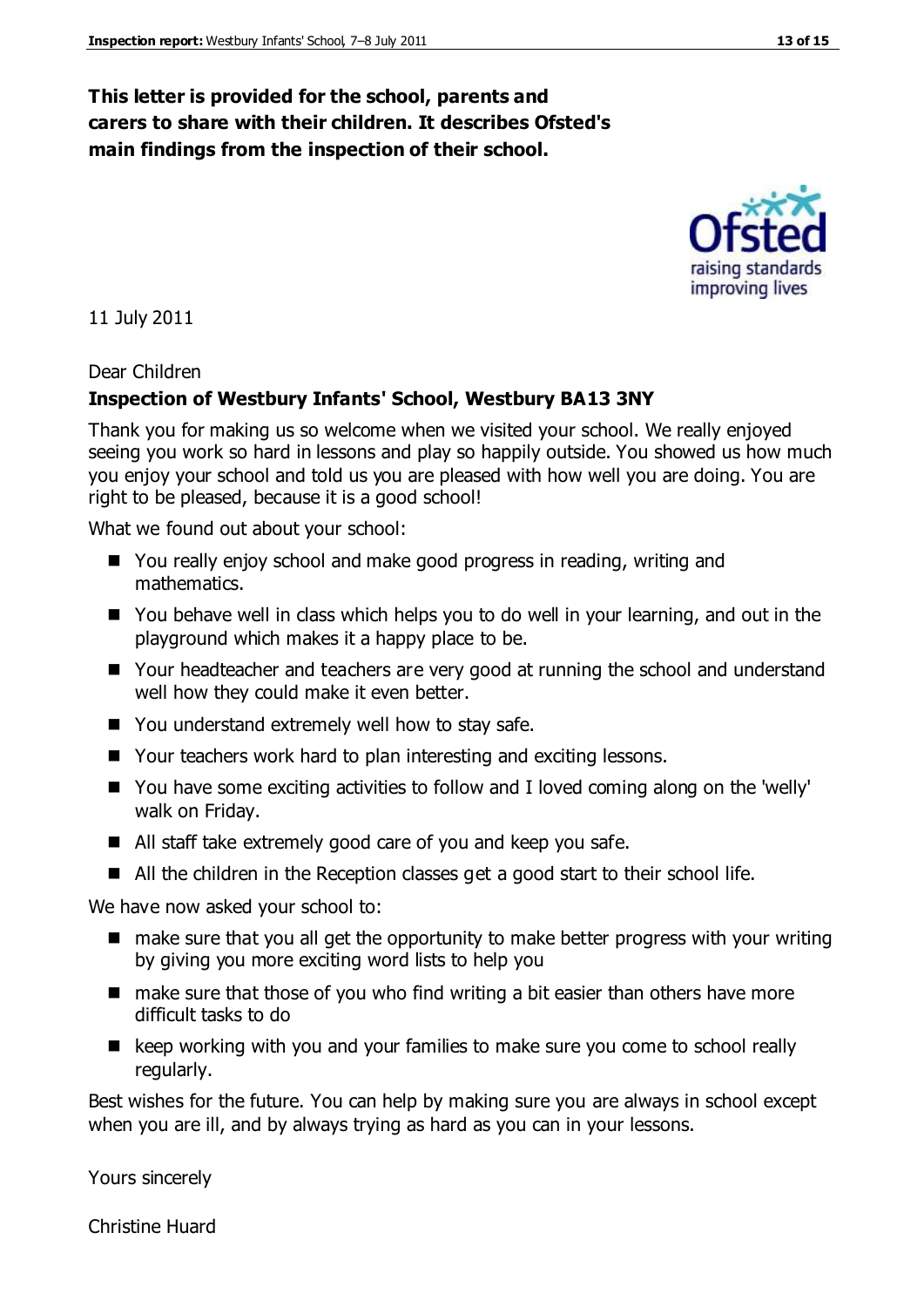**This letter is provided for the school, parents and carers to share with their children. It describes Ofsted's main findings from the inspection of their school.**

11 July 2011

Dear Children

**Inspection of Westbury Infants' School, Westbury BA13 3NY**

Thank you for making us so welcome when we visited your school. We really enjoyed seeing you work so hard in lessons and play so happily outside. You showed us how much you enjoy your school and told us you are pleased with how well you are doing. You are right to be pleased, because it is a good school!

What we found out about your school:

- You really enjoy school and make good progress in reading, writing and mathematics.
- You behave well in class which helps you to do well in your learning, and out in the playground which makes it a happy place to be.
- Your headteacher and teachers are very good at running the school and understand well how they could make it even better.
- You understand extremely well how to stay safe.
- Your teachers work hard to plan interesting and exciting lessons.
- You have some exciting activities to follow and I loved coming along on the 'welly' walk on Friday.
- All staff take extremely good care of you and keep you safe.
- All the children in the Reception classes get a good start to their school life.

We have now asked your school to:

- make sure that you all get the opportunity to make better progress with your writing by giving you more exciting word lists to help you
- make sure that those of you who find writing a bit easier than others have more difficult tasks to do
- keep working with you and your families to make sure you come to school really regularly.

Best wishes for the future. You can help by making sure you are always in school except when you are ill, and by always trying as hard as you can in your lessons.

Yours sincerely

Christine Huard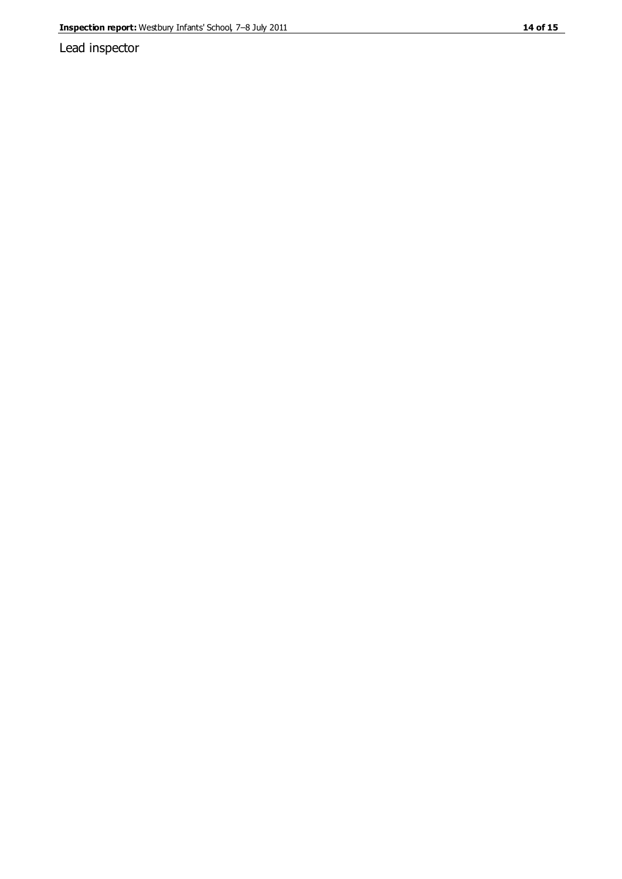Lead inspector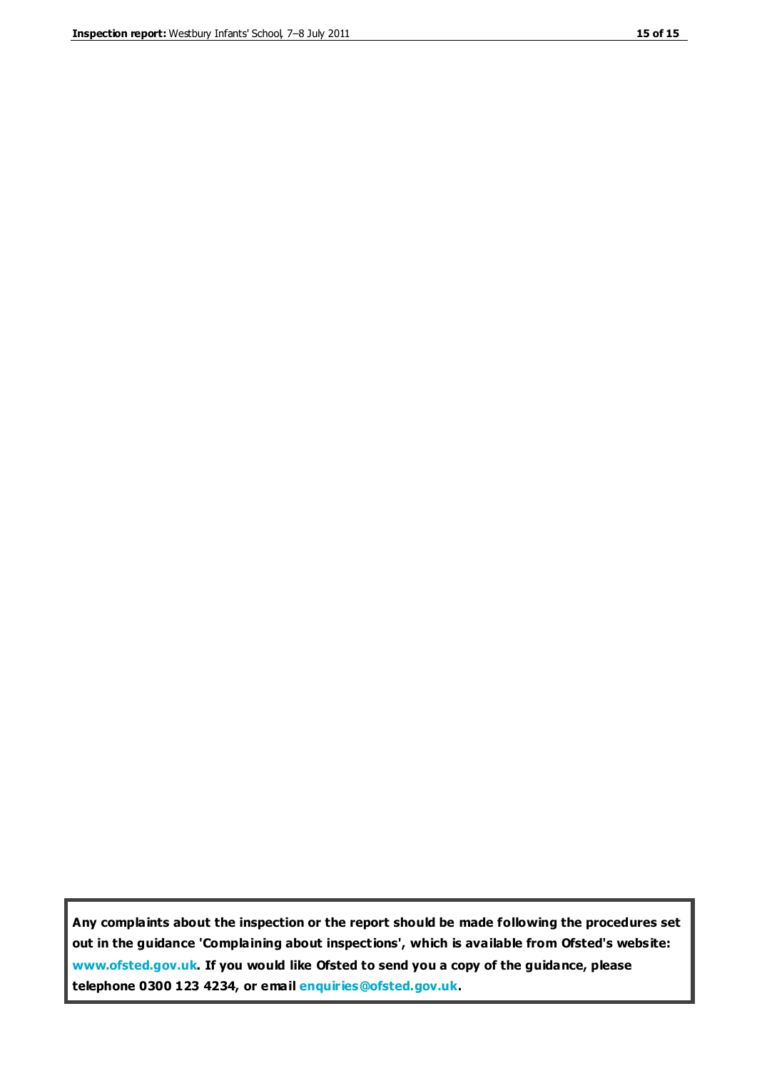**Any complaints about the inspection or the report should be made following the procedures set out in the guidance 'Complaining about inspections', which is available from Ofsted's website: www.ofsted.gov.uk. If you would like Ofsted to send you a copy of the guidance, please telephone 0300 123 4234, or email enquiries@ofsted.gov.uk.**